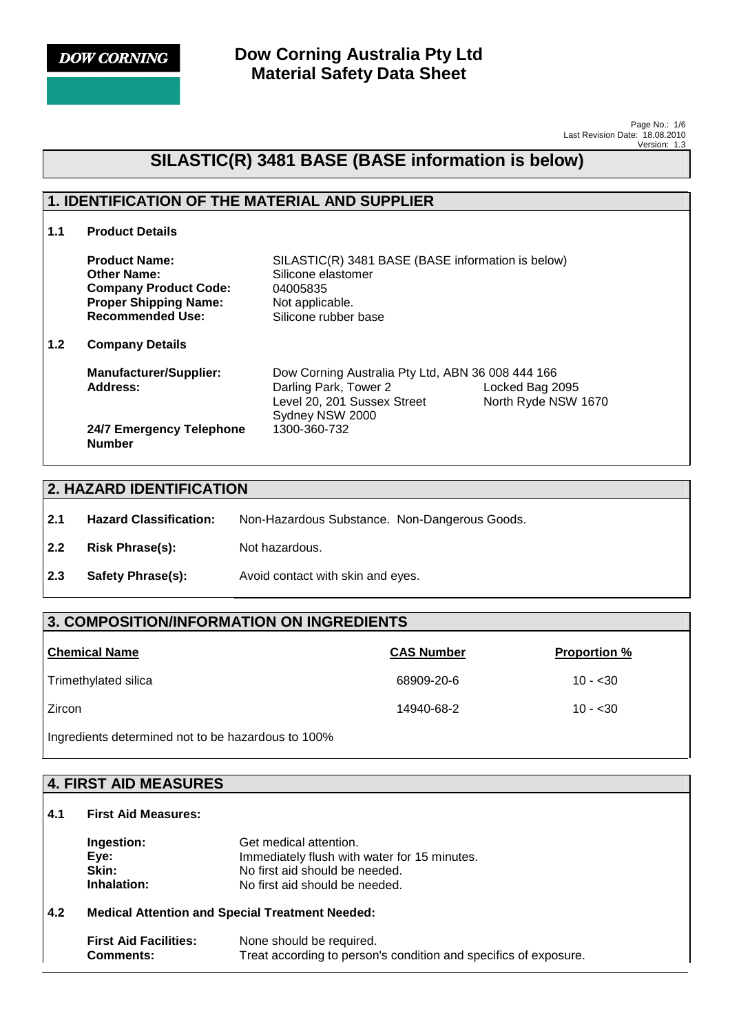**DOW CORNING**

# Dow Corning Australia Pty Ltd
# Material Safety Data Sheet

Last Revision Date: 18.08.2010
Version: 1.3

## SILASTIC(R) 3481 BASE (BASE information is below)

## 1. IDENTIFICATION OF THE MATERIAL AND SUPPLIER

**1.1 Product Details**

| | |
|---|---|
| **Product Name:** | SILASTIC(R) 3481 BASE (BASE information is below) |
| **Other Name:** | Silicone elastomer |
| **Company Product Code:** | 04005835 |
| **Proper Shipping Name:** | Not applicable. |
| **Recommended Use:** | Silicone rubber base |

**1.2 Company Details**

| | | |
|---|---|---|
| **Manufacturer/Supplier:** | Dow Corning Australia Pty Ltd, ABN 36 008 444 166 | |
| **Address:** | Darling Park, Tower 2<br>Level 20, 201 Sussex Street<br>Sydney NSW 2000 | Locked Bag 2095<br>North Ryde NSW 1670 |
| **24/7 Emergency Telephone Number** | 1300-360-732 | |

## 2. HAZARD IDENTIFICATION

| | | |
|---|---|---|
| 2.1 | **Hazard Classification:** | Non-Hazardous Substance. Non-Dangerous Goods. |
| 2.2 | **Risk Phrase(s):** | Not hazardous. |
| 2.3 | **Safety Phrase(s):** | Avoid contact with skin and eyes. |

## 3. COMPOSITION/INFORMATION ON INGREDIENTS

| Chemical Name | CAS Number | Proportion % |
|---|---|---|
| Trimethylated silica | 68909-20-6 | 10 - <30 |
| Zircon | 14940-68-2 | 10 - <30 |

Ingredients determined not to be hazardous to 100%

## 4. FIRST AID MEASURES

**4.1 First Aid Measures:**

| | |
|---|---|
| **Ingestion:** | Get medical attention. |
| **Eye:** | Immediately flush with water for 15 minutes. |
| **Skin:** | No first aid should be needed. |
| **Inhalation:** | No first aid should be needed. |

**4.2 Medical Attention and Special Treatment Needed:**

| | |
|---|---|
| **First Aid Facilities:** | None should be required. |
| **Comments:** | Treat according to person's condition and specifics of exposure. |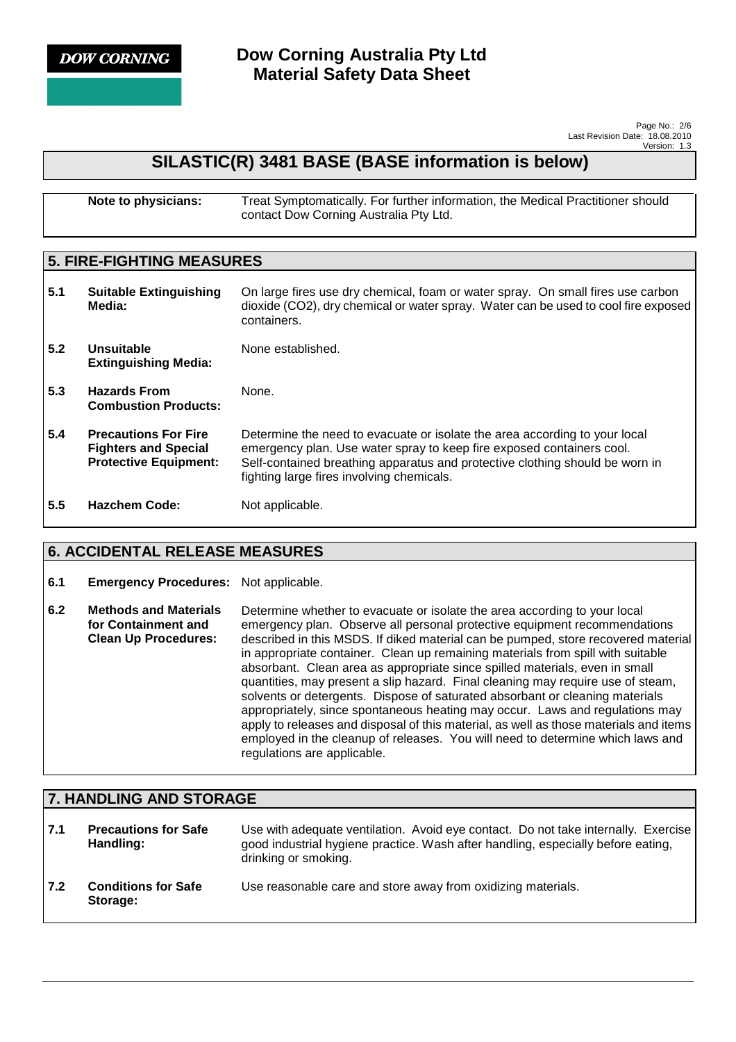## SILASTIC(R) 3481 BASE (BASE information is below)

**Note to physicians:** Treat Symptomatically. For further information, the Medical Practitioner should contact Dow Corning Australia Pty Ltd.

## 5. FIRE-FIGHTING MEASURES

| | | |
|---|---|---|
| **5.1** | **Suitable Extinguishing Media:** | On large fires use dry chemical, foam or water spray. On small fires use carbon dioxide (CO2), dry chemical or water spray. Water can be used to cool fire exposed containers. |
| **5.2** | **Unsuitable Extinguishing Media:** | None established. |
| **5.3** | **Hazards From Combustion Products:** | None. |
| **5.4** | **Precautions For Fire Fighters and Special Protective Equipment:** | Determine the need to evacuate or isolate the area according to your local emergency plan. Use water spray to keep fire exposed containers cool. Self-contained breathing apparatus and protective clothing should be worn in fighting large fires involving chemicals. |
| **5.5** | **Hazchem Code:** | Not applicable. |

## 6. ACCIDENTAL RELEASE MEASURES

| | | |
|---|---|---|
| **6.1** | **Emergency Procedures:** | Not applicable. |
| **6.2** | **Methods and Materials for Containment and Clean Up Procedures:** | Determine whether to evacuate or isolate the area according to your local emergency plan. Observe all personal protective equipment recommendations described in this MSDS. If diked material can be pumped, store recovered material in appropriate container. Clean up remaining materials from spill with suitable absorbant. Clean area as appropriate since spilled materials, even in small quantities, may present a slip hazard. Final cleaning may require use of steam, solvents or detergents. Dispose of saturated absorbant or cleaning materials appropriately, since spontaneous heating may occur. Laws and regulations may apply to releases and disposal of this material, as well as those materials and items employed in the cleanup of releases. You will need to determine which laws and regulations are applicable. |

## 7. HANDLING AND STORAGE

| | | |
|---|---|---|
| **7.1** | **Precautions for Safe Handling:** | Use with adequate ventilation. Avoid eye contact. Do not take internally. Exercise good industrial hygiene practice. Wash after handling, especially before eating, drinking or smoking. |
| **7.2** | **Conditions for Safe Storage:** | Use reasonable care and store away from oxidizing materials. |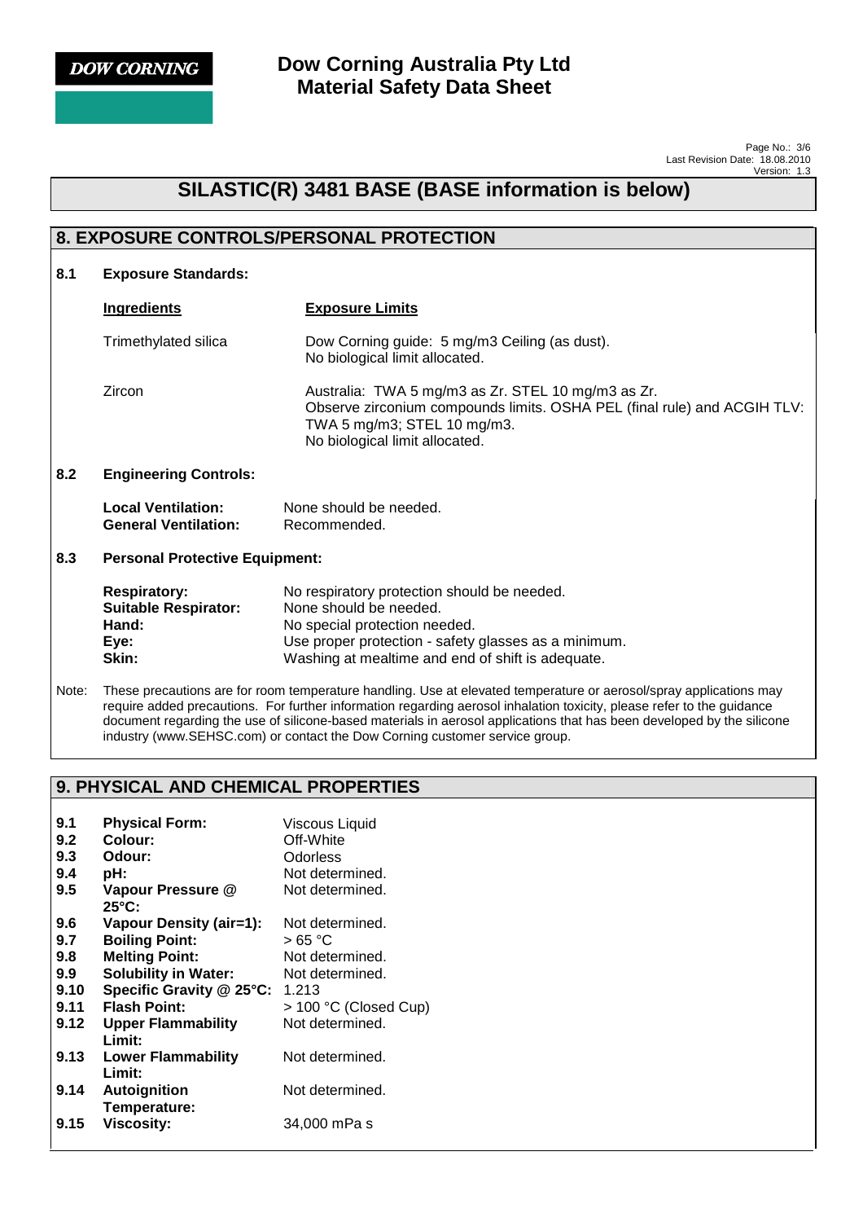# SILASTIC(R) 3481 BASE (BASE information is below)

## 8. EXPOSURE CONTROLS/PERSONAL PROTECTION

### 8.1 Exposure Standards:

| Ingredients | Exposure Limits |
|---|---|
| Trimethylated silica | Dow Corning guide: 5 mg/m3 Ceiling (as dust). No biological limit allocated. |
| Zircon | Australia: TWA 5 mg/m3 as Zr. STEL 10 mg/m3 as Zr. Observe zirconium compounds limits. OSHA PEL (final rule) and ACGIH TLV: TWA 5 mg/m3; STEL 10 mg/m3. No biological limit allocated. |

### 8.2 Engineering Controls:

**Local Ventilation:** None should be needed.
**General Ventilation:** Recommended.

### 8.3 Personal Protective Equipment:

**Respiratory:** No respiratory protection should be needed.
**Suitable Respirator:** None should be needed.
**Hand:** No special protection needed.
**Eye:** Use proper protection - safety glasses as a minimum.
**Skin:** Washing at mealtime and end of shift is adequate.

Note: These precautions are for room temperature handling. Use at elevated temperature or aerosol/spray applications may require added precautions. For further information regarding aerosol inhalation toxicity, please refer to the guidance document regarding the use of silicone-based materials in aerosol applications that has been developed by the silicone industry (www.SEHSC.com) or contact the Dow Corning customer service group.

## 9. PHYSICAL AND CHEMICAL PROPERTIES

| | | |
|---|---|---|
| 9.1 | **Physical Form:** | Viscous Liquid |
| 9.2 | **Colour:** | Off-White |
| 9.3 | **Odour:** | Odorless |
| 9.4 | **pH:** | Not determined. |
| 9.5 | **Vapour Pressure @ 25°C:** | Not determined. |
| 9.6 | **Vapour Density (air=1):** | Not determined. |
| 9.7 | **Boiling Point:** | > 65 °C |
| 9.8 | **Melting Point:** | Not determined. |
| 9.9 | **Solubility in Water:** | Not determined. |
| 9.10 | **Specific Gravity @ 25°C:** | 1.213 |
| 9.11 | **Flash Point:** | > 100 °C (Closed Cup) |
| 9.12 | **Upper Flammability Limit:** | Not determined. |
| 9.13 | **Lower Flammability Limit:** | Not determined. |
| 9.14 | **Autoignition Temperature:** | Not determined. |
| 9.15 | **Viscosity:** | 34,000 mPa s |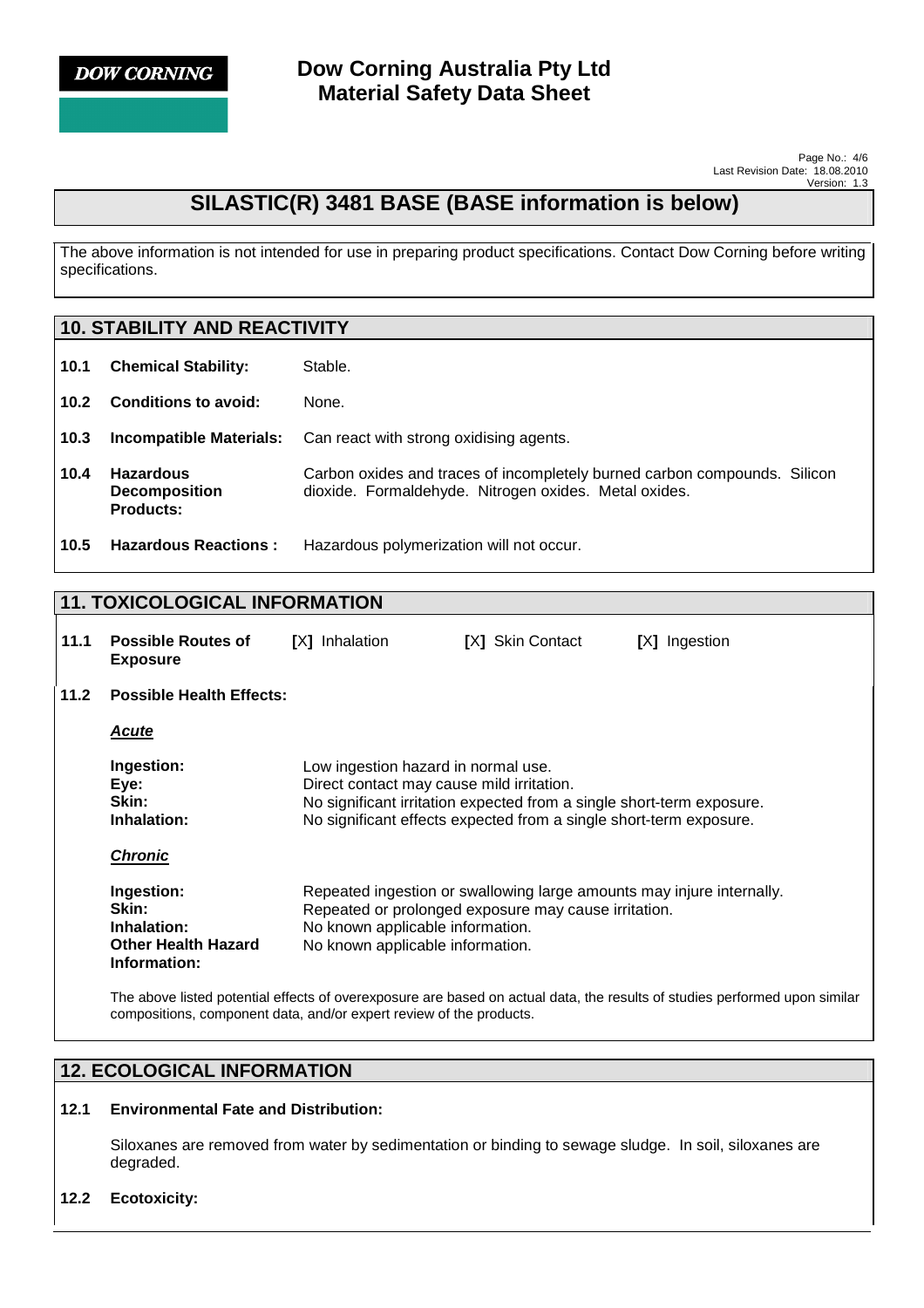## SILASTIC(R) 3481 BASE (BASE information is below)

The above information is not intended for use in preparing product specifications. Contact Dow Corning before writing specifications.

## 10. STABILITY AND REACTIVITY

| | | |
|---|---|---|
| **10.1** | **Chemical Stability:** | Stable. |
| **10.2** | **Conditions to avoid:** | None. |
| **10.3** | **Incompatible Materials:** | Can react with strong oxidising agents. |
| **10.4** | **Hazardous Decomposition Products:** | Carbon oxides and traces of incompletely burned carbon compounds. Silicon dioxide. Formaldehyde. Nitrogen oxides. Metal oxides. |
| **10.5** | **Hazardous Reactions :** | Hazardous polymerization will not occur. |

## 11. TOXICOLOGICAL INFORMATION

**11.1 Possible Routes of Exposure** [X] Inhalation [X] Skin Contact [X] Ingestion

**11.2 Possible Health Effects:**

***Acute***

| | |
|---|---|
| **Ingestion:** | Low ingestion hazard in normal use. |
| **Eye:** | Direct contact may cause mild irritation. |
| **Skin:** | No significant irritation expected from a single short-term exposure. |
| **Inhalation:** | No significant effects expected from a single short-term exposure. |

***Chronic***

| | |
|---|---|
| **Ingestion:** | Repeated ingestion or swallowing large amounts may injure internally. |
| **Skin:** | Repeated or prolonged exposure may cause irritation. |
| **Inhalation:** | No known applicable information. |
| **Other Health Hazard Information:** | No known applicable information. |

The above listed potential effects of overexposure are based on actual data, the results of studies performed upon similar compositions, component data, and/or expert review of the products.

## 12. ECOLOGICAL INFORMATION

**12.1 Environmental Fate and Distribution:**

Siloxanes are removed from water by sedimentation or binding to sewage sludge. In soil, siloxanes are degraded.

**12.2 Ecotoxicity:**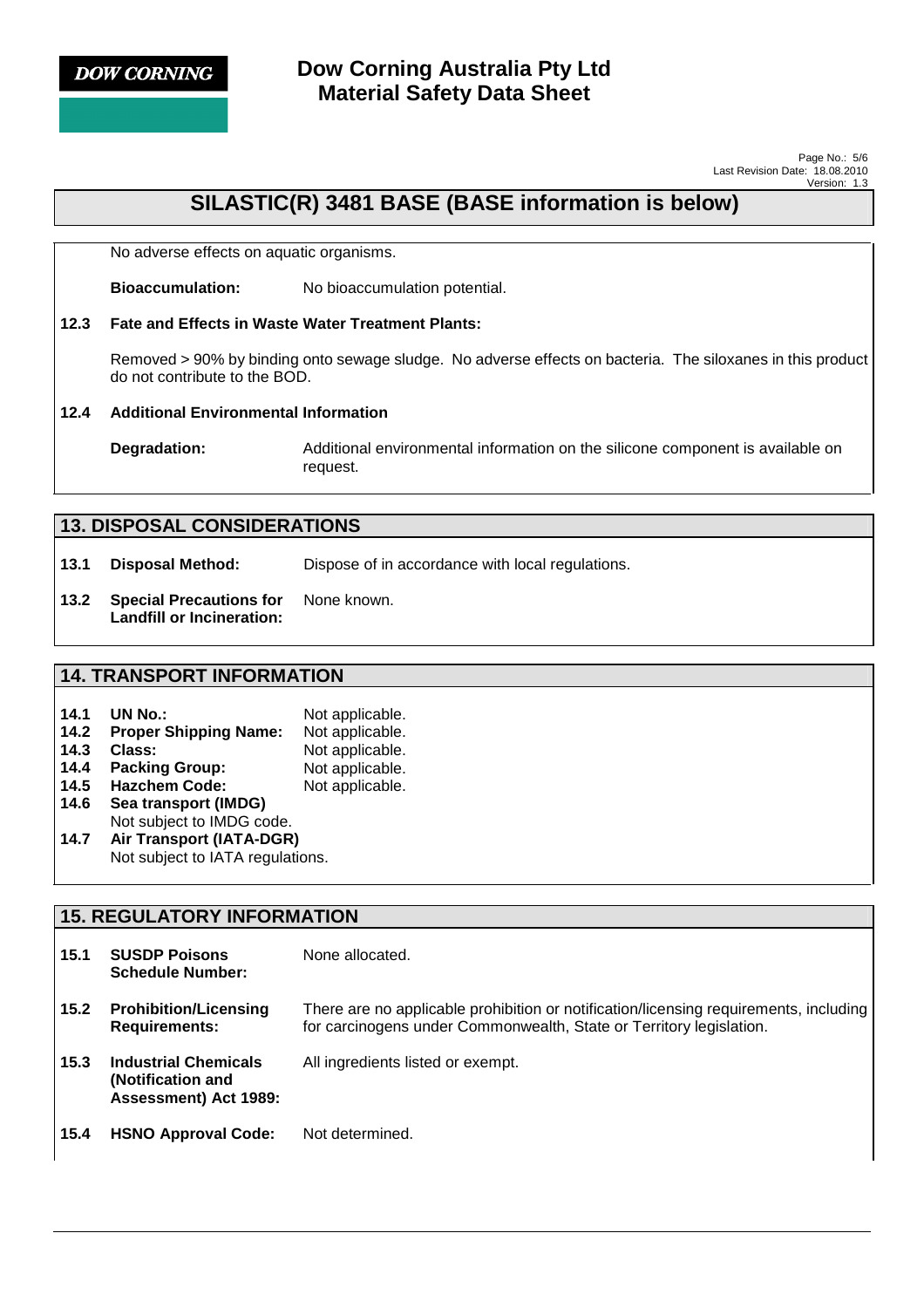No adverse effects on aquatic organisms.

**Bioaccumulation:** No bioaccumulation potential.

**12.3 Fate and Effects in Waste Water Treatment Plants:**

Removed > 90% by binding onto sewage sludge. No adverse effects on bacteria. The siloxanes in this product do not contribute to the BOD.

**12.4 Additional Environmental Information**

**Degradation:** Additional environmental information on the silicone component is available on request.

## 13. DISPOSAL CONSIDERATIONS

**13.1 Disposal Method:** Dispose of in accordance with local regulations.

**13.2 Special Precautions for Landfill or Incineration:** None known.

## 14. TRANSPORT INFORMATION

**14.1 UN No.:** Not applicable.
**14.2 Proper Shipping Name:** Not applicable.
**14.3 Class:** Not applicable.
**14.4 Packing Group:** Not applicable.
**14.5 Hazchem Code:** Not applicable.
**14.6 Sea transport (IMDG)**
Not subject to IMDG code.
**14.7 Air Transport (IATA-DGR)**
Not subject to IATA regulations.

## 15. REGULATORY INFORMATION

**15.1 SUSDP Poisons Schedule Number:** None allocated.

**15.2 Prohibition/Licensing Requirements:** There are no applicable prohibition or notification/licensing requirements, including for carcinogens under Commonwealth, State or Territory legislation.

**15.3 Industrial Chemicals (Notification and Assessment) Act 1989:** All ingredients listed or exempt.

**15.4 HSNO Approval Code:** Not determined.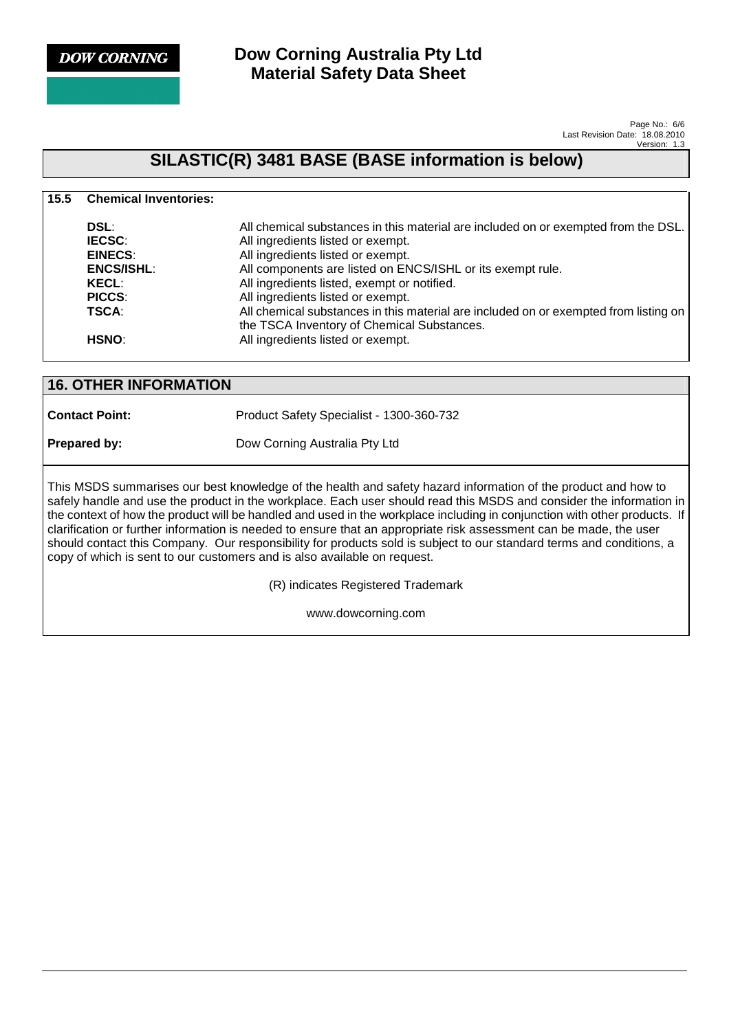# SILASTIC(R) 3481 BASE (BASE information is below)

### 15.5 Chemical Inventories:

| | |
|---|---|
| **DSL**: | All chemical substances in this material are included on or exempted from the DSL. |
| **IECSC**: | All ingredients listed or exempt. |
| **EINECS**: | All ingredients listed or exempt. |
| **ENCS/ISHL**: | All components are listed on ENCS/ISHL or its exempt rule. |
| **KECL**: | All ingredients listed, exempt or notified. |
| **PICCS**: | All ingredients listed or exempt. |
| **TSCA**: | All chemical substances in this material are included on or exempted from listing on the TSCA Inventory of Chemical Substances. |
| **HSNO**: | All ingredients listed or exempt. |

## 16. OTHER INFORMATION

**Contact Point:** Product Safety Specialist - 1300-360-732

**Prepared by:** Dow Corning Australia Pty Ltd

This MSDS summarises our best knowledge of the health and safety hazard information of the product and how to safely handle and use the product in the workplace. Each user should read this MSDS and consider the information in the context of how the product will be handled and used in the workplace including in conjunction with other products. If clarification or further information is needed to ensure that an appropriate risk assessment can be made, the user should contact this Company. Our responsibility for products sold is subject to our standard terms and conditions, a copy of which is sent to our customers and is also available on request.

(R) indicates Registered Trademark

www.dowcorning.com